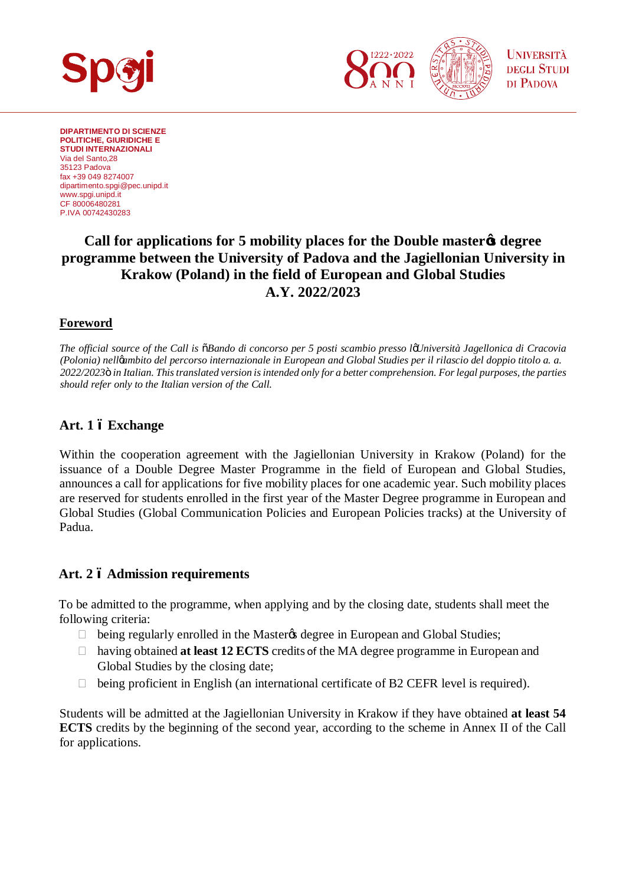**DIPARTIMENTO DI SCIENZE POLITICHE, GIURIDICHE E STUDI INTERNAZIONALI**
Via del Santo,28
35123 Padova
fax +39 049 8274007
dipartimento.spgi@pec.unipd.it
www.spgi.unipd.it
CF 80006480281
P.IVA 00742430283

# Call for applications for 5 mobility places for the Double master's degree programme between the University of Padova and the Jagiellonian University in Krakow (Poland) in the field of European and Global Studies A.Y. 2022/2023

## Foreword

*The official source of the Call is "Bando di concorso per 5 posti scambio presso l'Università Jagellonica di Cracovia (Polonia) nell'ambito del percorso internazionale in European and Global Studies per il rilascio del doppio titolo a. a. 2022/2023" in Italian. This translated version is intended only for a better comprehension. For legal purposes, the parties should refer only to the Italian version of the Call.*

## Art. 1 – Exchange

Within the cooperation agreement with the Jagiellonian University in Krakow (Poland) for the issuance of a Double Degree Master Programme in the field of European and Global Studies, announces a call for applications for five mobility places for one academic year. Such mobility places are reserved for students enrolled in the first year of the Master Degree programme in European and Global Studies (Global Communication Policies and European Policies tracks) at the University of Padua.

## Art. 2 – Admission requirements

To be admitted to the programme, when applying and by the closing date, students shall meet the following criteria:

- being regularly enrolled in the Master's degree in European and Global Studies;
- having obtained **at least 12 ECTS** credits of the MA degree programme in European and Global Studies by the closing date;
- being proficient in English (an international certificate of B2 CEFR level is required).

Students will be admitted at the Jagiellonian University in Krakow if they have obtained **at least 54 ECTS** credits by the beginning of the second year, according to the scheme in Annex II of the Call for applications.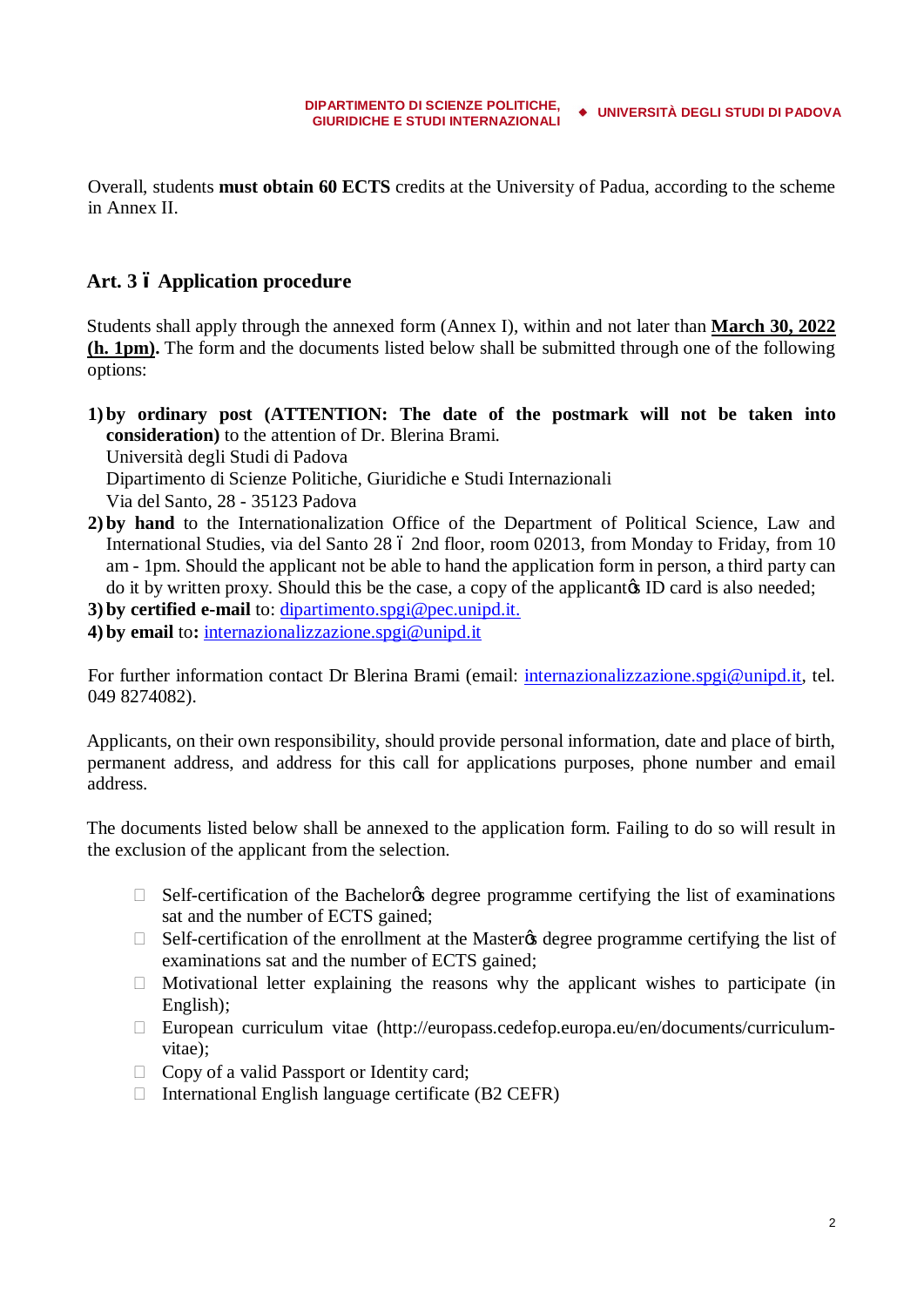Overall, students **must obtain 60 ECTS** credits at the University of Padua, according to the scheme in Annex II.

## Art. 3 – Application procedure

Students shall apply through the annexed form (Annex I), within and not later than **March 30, 2022 (h. 1pm).** The form and the documents listed below shall be submitted through one of the following options:

1) **by ordinary post (ATTENTION: The date of the postmark will not be taken into consideration)** to the attention of Dr. Blerina Brami.
   Università degli Studi di Padova
   Dipartimento di Scienze Politiche, Giuridiche e Studi Internazionali
   Via del Santo, 28 - 35123 Padova
2) **by hand** to the Internationalization Office of the Department of Political Science, Law and International Studies, via del Santo 28 – 2nd floor, room 02013, from Monday to Friday, from 10 am - 1pm. Should the applicant not be able to hand the application form in person, a third party can do it by written proxy. Should this be the case, a copy of the applicant's ID card is also needed;
3) **by certified e-mail** to: dipartimento.spgi@pec.unipd.it.
4) **by email** to**:** internazionalizzazione.spgi@unipd.it

For further information contact Dr Blerina Brami (email: internazionalizzazione.spgi@unipd.it, tel. 049 8274082).

Applicants, on their own responsibility, should provide personal information, date and place of birth, permanent address, and address for this call for applications purposes, phone number and email address.

The documents listed below shall be annexed to the application form. Failing to do so will result in the exclusion of the applicant from the selection.

- Self-certification of the Bachelor's degree programme certifying the list of examinations sat and the number of ECTS gained;
- Self-certification of the enrollment at the Master's degree programme certifying the list of examinations sat and the number of ECTS gained;
- Motivational letter explaining the reasons why the applicant wishes to participate (in English);
- European curriculum vitae (http://europass.cedefop.europa.eu/en/documents/curriculum-vitae);
- Copy of a valid Passport or Identity card;
- International English language certificate (B2 CEFR)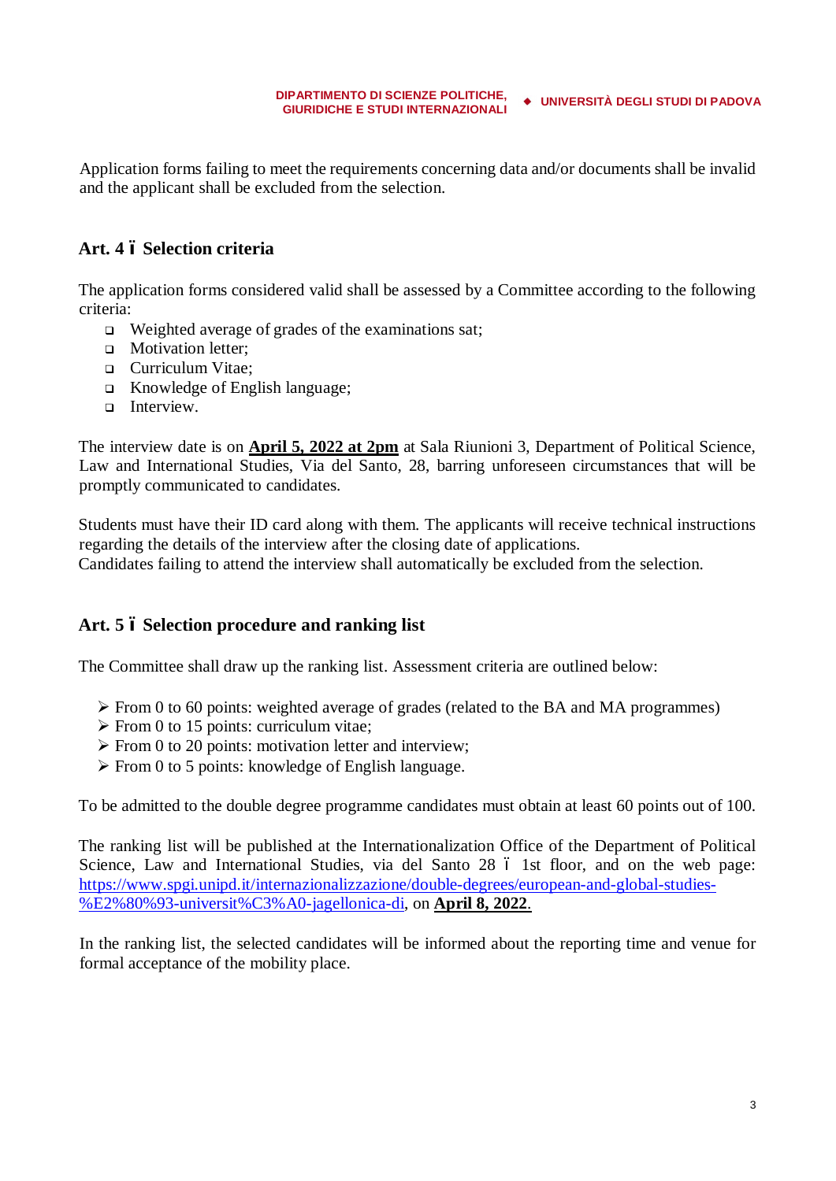Application forms failing to meet the requirements concerning data and/or documents shall be invalid and the applicant shall be excluded from the selection.

## Art. 4 – Selection criteria

The application forms considered valid shall be assessed by a Committee according to the following criteria:

- Weighted average of grades of the examinations sat;
- Motivation letter;
- Curriculum Vitae;
- Knowledge of English language;
- Interview.

The interview date is on **April 5, 2022 at 2pm** at Sala Riunioni 3, Department of Political Science, Law and International Studies, Via del Santo, 28, barring unforeseen circumstances that will be promptly communicated to candidates.

Students must have their ID card along with them. The applicants will receive technical instructions regarding the details of the interview after the closing date of applications.
Candidates failing to attend the interview shall automatically be excluded from the selection.

## Art. 5 – Selection procedure and ranking list

The Committee shall draw up the ranking list. Assessment criteria are outlined below:

- From 0 to 60 points: weighted average of grades (related to the BA and MA programmes)
- From 0 to 15 points: curriculum vitae;
- From 0 to 20 points: motivation letter and interview;
- From 0 to 5 points: knowledge of English language.

To be admitted to the double degree programme candidates must obtain at least 60 points out of 100.

The ranking list will be published at the Internationalization Office of the Department of Political Science, Law and International Studies, via del Santo 28 – 1st floor, and on the web page: https://www.spgi.unipd.it/internazionalizzazione/double-degrees/european-and-global-studies-%E2%80%93-universit%C3%A0-jagellonica-di, on **April 8, 2022**.

In the ranking list, the selected candidates will be informed about the reporting time and venue for formal acceptance of the mobility place.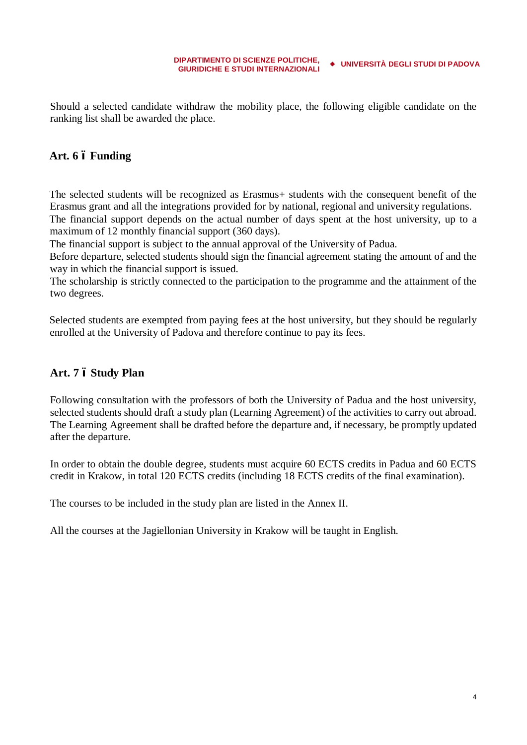Should a selected candidate withdraw the mobility place, the following eligible candidate on the ranking list shall be awarded the place.

## Art. 6 – Funding

The selected students will be recognized as Erasmus+ students with the consequent benefit of the Erasmus grant and all the integrations provided for by national, regional and university regulations.
The financial support depends on the actual number of days spent at the host university, up to a maximum of 12 monthly financial support (360 days).
The financial support is subject to the annual approval of the University of Padua.
Before departure, selected students should sign the financial agreement stating the amount of and the way in which the financial support is issued.
The scholarship is strictly connected to the participation to the programme and the attainment of the two degrees.

Selected students are exempted from paying fees at the host university, but they should be regularly enrolled at the University of Padova and therefore continue to pay its fees.

## Art. 7 – Study Plan

Following consultation with the professors of both the University of Padua and the host university, selected students should draft a study plan (Learning Agreement) of the activities to carry out abroad. The Learning Agreement shall be drafted before the departure and, if necessary, be promptly updated after the departure.

In order to obtain the double degree, students must acquire 60 ECTS credits in Padua and 60 ECTS credit in Krakow, in total 120 ECTS credits (including 18 ECTS credits of the final examination).

The courses to be included in the study plan are listed in the Annex II.

All the courses at the Jagiellonian University in Krakow will be taught in English.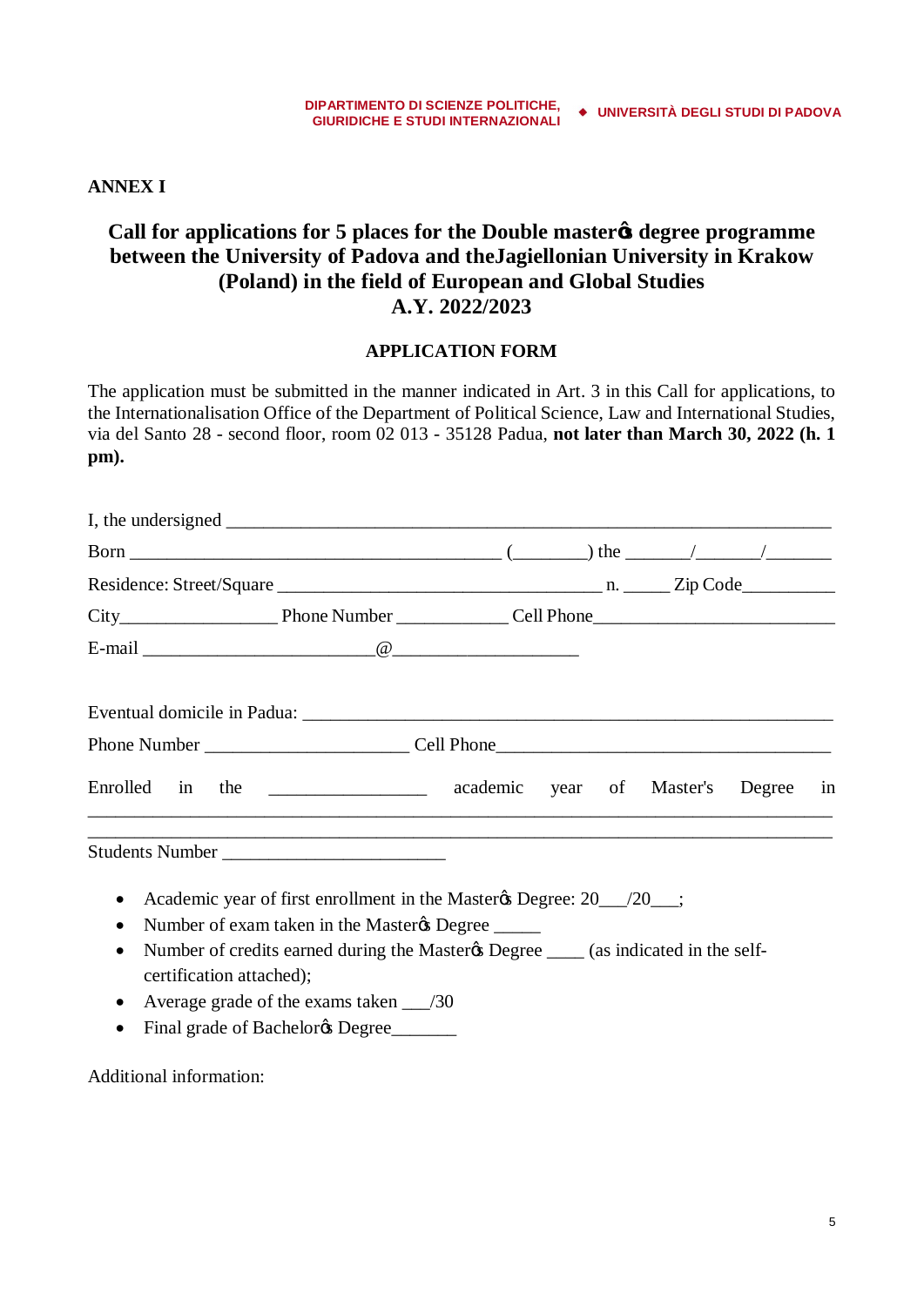**ANNEX I**

## Call for applications for 5 places for the Double master�s degree programme between the University of Padova and theJagiellonian University in Krakow (Poland) in the field of European and Global Studies A.Y. 2022/2023

### APPLICATION FORM

The application must be submitted in the manner indicated in Art. 3 in this Call for applications, to the Internationalisation Office of the Department of Political Science, Law and International Studies, via del Santo 28 - second floor, room 02 013 - 35128 Padua, **not later than March 30, 2022 (h. 1 pm).**

I, the undersigned ______________________________________________________________

Born ________________________________________ (________) the _______/_______/_______

Residence: Street/Square __________________________________ n. _____ Zip Code__________

City_________________ Phone Number ____________ Cell Phone__________________________

E-mail _________________________@____________________

Eventual domicile in Padua: _________________________________________________________

Phone Number ______________________ Cell Phone____________________________________

Enrolled in the _________________ academic year of Master's Degree in ________________________________________________________________________________ ________________________________________________________________________________

Students Number ________________________

- Academic year of first enrollment in the Master�s Degree: 20___/20___;
- Number of exam taken in the Master�s Degree _____
- Number of credits earned during the Master�s Degree ____ (as indicated in the self-certification attached);
- Average grade of the exams taken ___/30
- Final grade of Bachelor�s Degree_______

Additional information: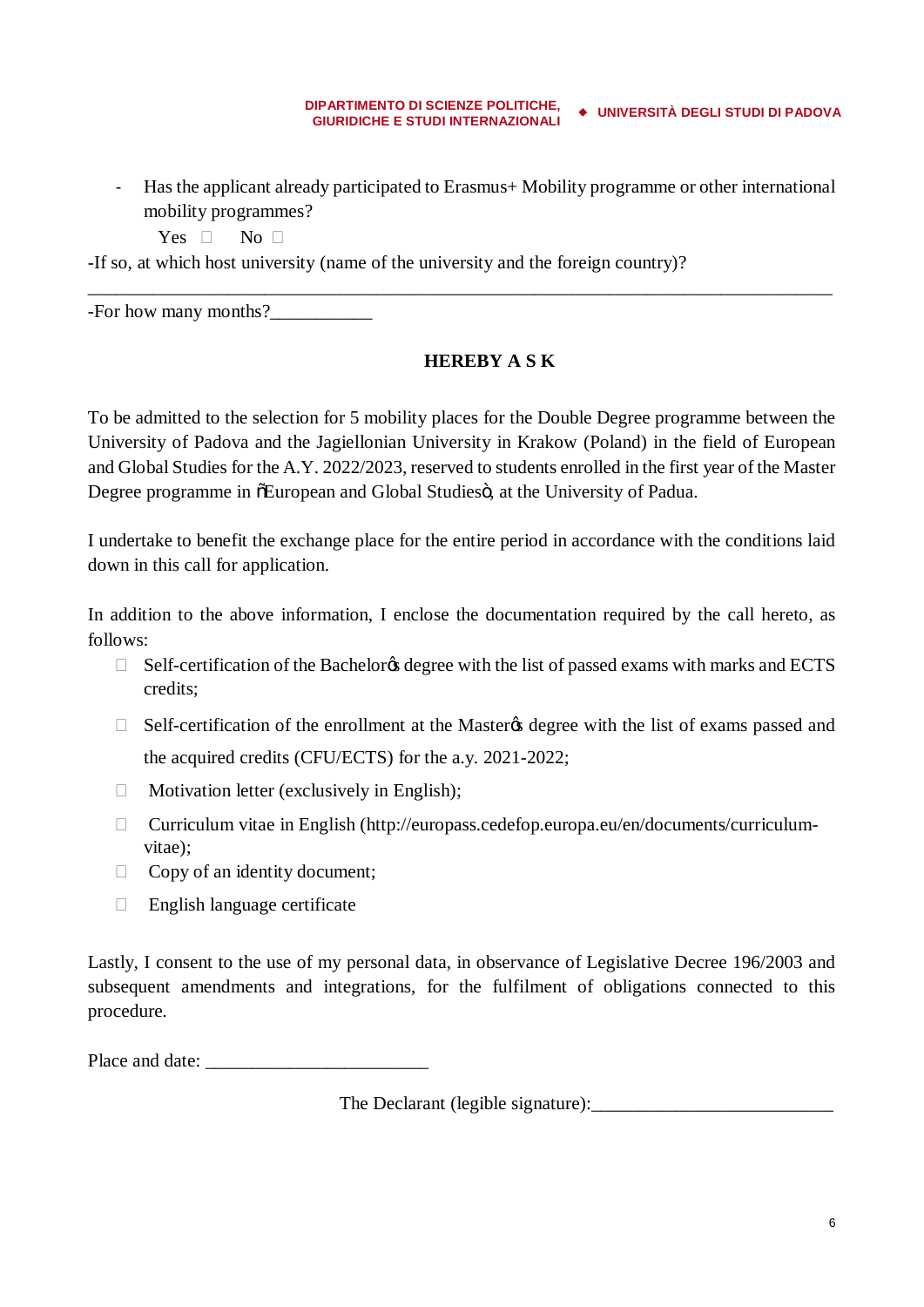- Has the applicant already participated to Erasmus+ Mobility programme or other international mobility programmes?

    Yes ☐ No ☐

-If so, at which host university (name of the university and the foreign country)?

______________________________________________________________________________

-For how many months?___________

**HEREBY A S K**

To be admitted to the selection for 5 mobility places for the Double Degree programme between the University of Padova and the Jagiellonian University in Krakow (Poland) in the field of European and Global Studies for the A.Y. 2022/2023, reserved to students enrolled in the first year of the Master Degree programme in "European and Global Studies", at the University of Padua.

I undertake to benefit the exchange place for the entire period in accordance with the conditions laid down in this call for application.

In addition to the above information, I enclose the documentation required by the call hereto, as follows:

- ☐ Self-certification of the Bachelor's degree with the list of passed exams with marks and ECTS credits;
- ☐ Self-certification of the enrollment at the Master's degree with the list of exams passed and the acquired credits (CFU/ECTS) for the a.y. 2021-2022;
- ☐ Motivation letter (exclusively in English);
- ☐ Curriculum vitae in English (http://europass.cedefop.europa.eu/en/documents/curriculum-vitae);
- ☐ Copy of an identity document;
- ☐ English language certificate

Lastly, I consent to the use of my personal data, in observance of Legislative Decree 196/2003 and subsequent amendments and integrations, for the fulfilment of obligations connected to this procedure.

Place and date: ________________________

The Declarant (legible signature):__________________________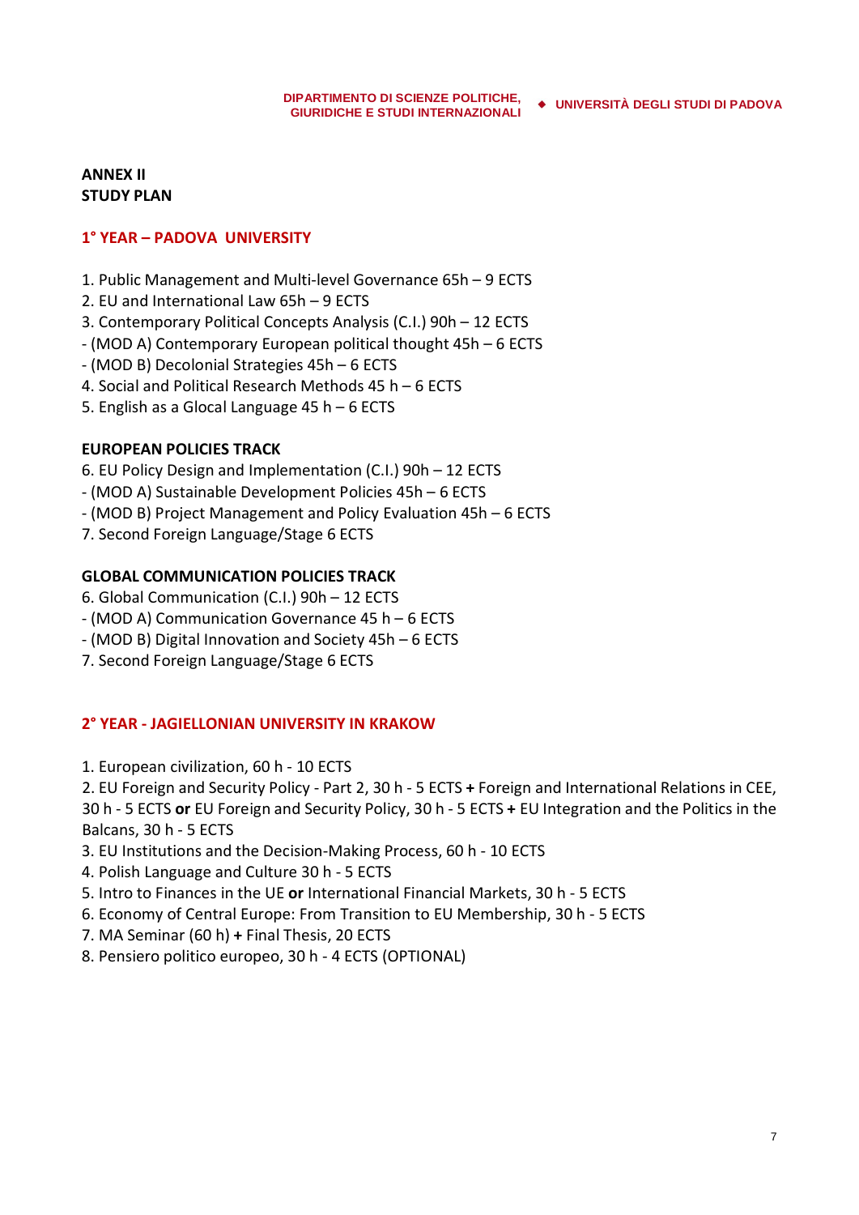**ANNEX II**
**STUDY PLAN**

## 1° YEAR – PADOVA UNIVERSITY

1. Public Management and Multi-level Governance 65h – 9 ECTS
2. EU and International Law 65h – 9 ECTS
3. Contemporary Political Concepts Analysis (C.I.) 90h – 12 ECTS
- (MOD A) Contemporary European political thought 45h – 6 ECTS
- (MOD B) Decolonial Strategies 45h – 6 ECTS
4. Social and Political Research Methods 45 h – 6 ECTS
5. English as a Glocal Language 45 h – 6 ECTS

### EUROPEAN POLICIES TRACK

6. EU Policy Design and Implementation (C.I.) 90h – 12 ECTS
- (MOD A) Sustainable Development Policies 45h – 6 ECTS
- (MOD B) Project Management and Policy Evaluation 45h – 6 ECTS
7. Second Foreign Language/Stage 6 ECTS

### GLOBAL COMMUNICATION POLICIES TRACK

6. Global Communication (C.I.) 90h – 12 ECTS
- (MOD A) Communication Governance 45 h – 6 ECTS
- (MOD B) Digital Innovation and Society 45h – 6 ECTS
7. Second Foreign Language/Stage 6 ECTS

## 2° YEAR - JAGIELLONIAN UNIVERSITY IN KRAKOW

1. European civilization, 60 h - 10 ECTS
2. EU Foreign and Security Policy - Part 2, 30 h - 5 ECTS **+** Foreign and International Relations in CEE, 30 h - 5 ECTS **or** EU Foreign and Security Policy, 30 h - 5 ECTS **+** EU Integration and the Politics in the Balcans, 30 h - 5 ECTS
3. EU Institutions and the Decision-Making Process, 60 h - 10 ECTS
4. Polish Language and Culture 30 h - 5 ECTS
5. Intro to Finances in the UE **or** International Financial Markets, 30 h - 5 ECTS
6. Economy of Central Europe: From Transition to EU Membership, 30 h - 5 ECTS
7. MA Seminar (60 h) **+** Final Thesis, 20 ECTS
8. Pensiero politico europeo, 30 h - 4 ECTS (OPTIONAL)